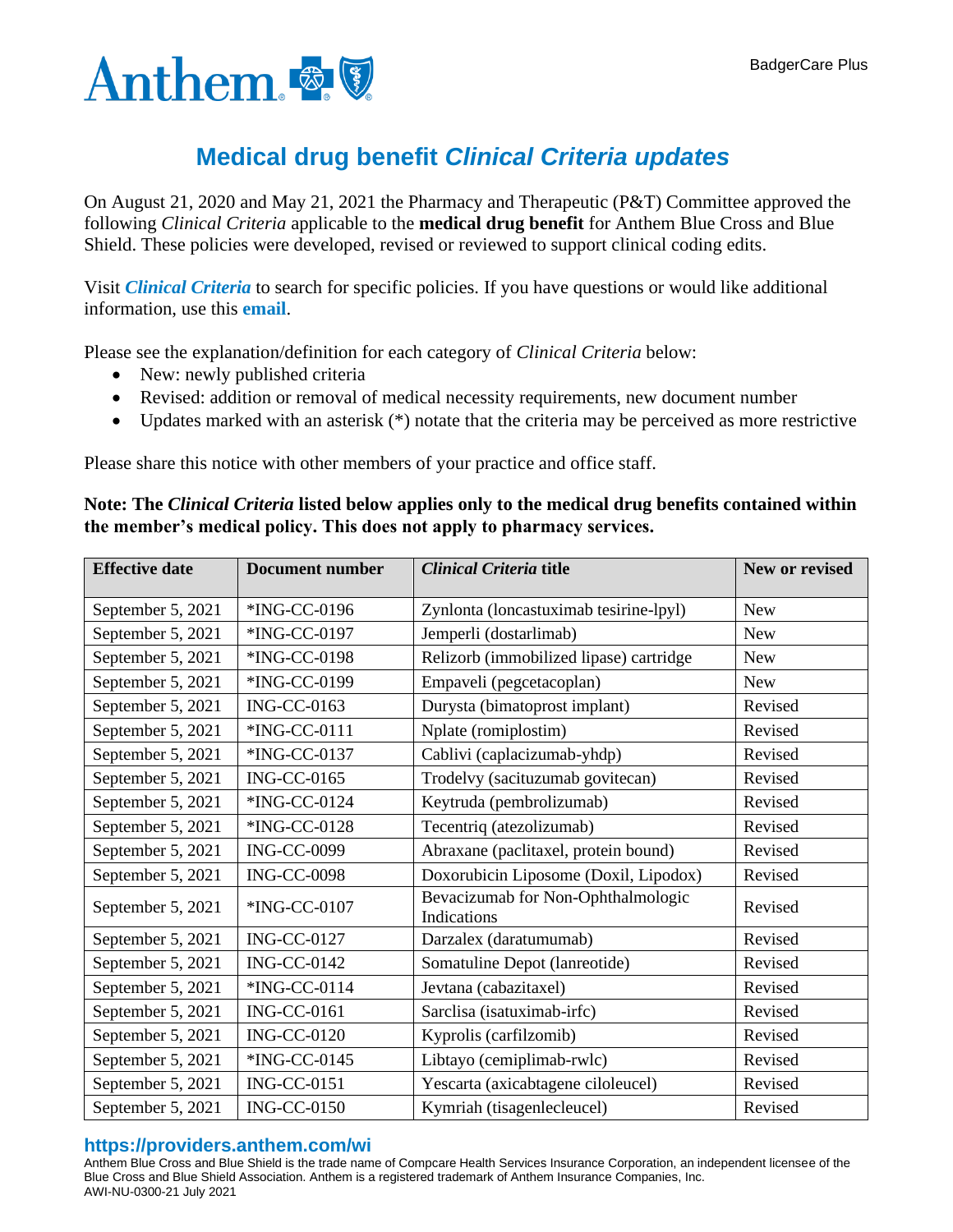BadgerCare Plus

# Medical drug benefit *Clinical Criteria updates*

On August 21, 2020 and May 21, 2021 the Pharmacy and Therapeutic (P&T) Committee approved the following *Clinical Criteria* applicable to the **medical drug benefit** for Anthem Blue Cross and Blue Shield. These policies were developed, revised or reviewed to support clinical coding edits.

Visit ***Clinical Criteria*** to search for specific policies. If you have questions or would like additional information, use this **email**.

Please see the explanation/definition for each category of *Clinical Criteria* below:

- New: newly published criteria
- Revised: addition or removal of medical necessity requirements, new document number
- Updates marked with an asterisk (*) notate that the criteria may be perceived as more restrictive

Please share this notice with other members of your practice and office staff.

**Note: The *Clinical Criteria* listed below applies only to the medical drug benefits contained within the member's medical policy. This does not apply to pharmacy services.**

| Effective date | Document number | *Clinical Criteria* title | New or revised |
|---|---|---|---|
| September 5, 2021 | *ING-CC-0196 | Zynlonta (loncastuximab tesirine-lpyl) | New |
| September 5, 2021 | *ING-CC-0197 | Jemperli (dostarlimab) | New |
| September 5, 2021 | *ING-CC-0198 | Relizorb (immobilized lipase) cartridge | New |
| September 5, 2021 | *ING-CC-0199 | Empaveli (pegcetacoplan) | New |
| September 5, 2021 | ING-CC-0163 | Durysta (bimatoprost implant) | Revised |
| September 5, 2021 | *ING-CC-0111 | Nplate (romiplostim) | Revised |
| September 5, 2021 | *ING-CC-0137 | Cablivi (caplacizumab-yhdp) | Revised |
| September 5, 2021 | ING-CC-0165 | Trodelvy (sacituzumab govitecan) | Revised |
| September 5, 2021 | *ING-CC-0124 | Keytruda (pembrolizumab) | Revised |
| September 5, 2021 | *ING-CC-0128 | Tecentriq (atezolizumab) | Revised |
| September 5, 2021 | ING-CC-0099 | Abraxane (paclitaxel, protein bound) | Revised |
| September 5, 2021 | ING-CC-0098 | Doxorubicin Liposome (Doxil, Lipodox) | Revised |
| September 5, 2021 | *ING-CC-0107 | Bevacizumab for Non-Ophthalmologic Indications | Revised |
| September 5, 2021 | ING-CC-0127 | Darzalex (daratumumab) | Revised |
| September 5, 2021 | ING-CC-0142 | Somatuline Depot (lanreotide) | Revised |
| September 5, 2021 | *ING-CC-0114 | Jevtana (cabazitaxel) | Revised |
| September 5, 2021 | ING-CC-0161 | Sarclisa (isatuximab-irfc) | Revised |
| September 5, 2021 | ING-CC-0120 | Kyprolis (carfilzomib) | Revised |
| September 5, 2021 | *ING-CC-0145 | Libtayo (cemiplimab-rwlc) | Revised |
| September 5, 2021 | ING-CC-0151 | Yescarta (axicabtagene ciloleucel) | Revised |
| September 5, 2021 | ING-CC-0150 | Kymriah (tisagenlecleucel) | Revised |

**https://providers.anthem.com/wi**

Anthem Blue Cross and Blue Shield is the trade name of Compcare Health Services Insurance Corporation, an independent licensee of the Blue Cross and Blue Shield Association. Anthem is a registered trademark of Anthem Insurance Companies, Inc.
AWI-NU-0300-21 July 2021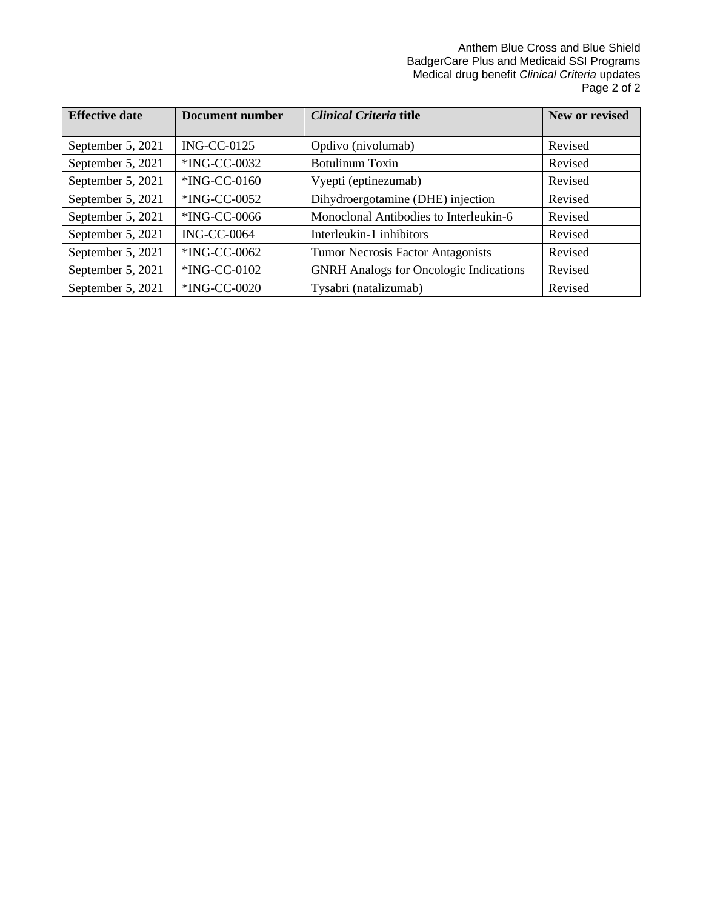| **Effective date** | **Document number** | ***Clinical Criteria* title** | **New or revised** |
|---|---|---|---|
| September 5, 2021 | ING-CC-0125 | Opdivo (nivolumab) | Revised |
| September 5, 2021 | *ING-CC-0032 | Botulinum Toxin | Revised |
| September 5, 2021 | *ING-CC-0160 | Vyepti (eptinezumab) | Revised |
| September 5, 2021 | *ING-CC-0052 | Dihydroergotamine (DHE) injection | Revised |
| September 5, 2021 | *ING-CC-0066 | Monoclonal Antibodies to Interleukin-6 | Revised |
| September 5, 2021 | ING-CC-0064 | Interleukin-1 inhibitors | Revised |
| September 5, 2021 | *ING-CC-0062 | Tumor Necrosis Factor Antagonists | Revised |
| September 5, 2021 | *ING-CC-0102 | GNRH Analogs for Oncologic Indications | Revised |
| September 5, 2021 | *ING-CC-0020 | Tysabri (natalizumab) | Revised |